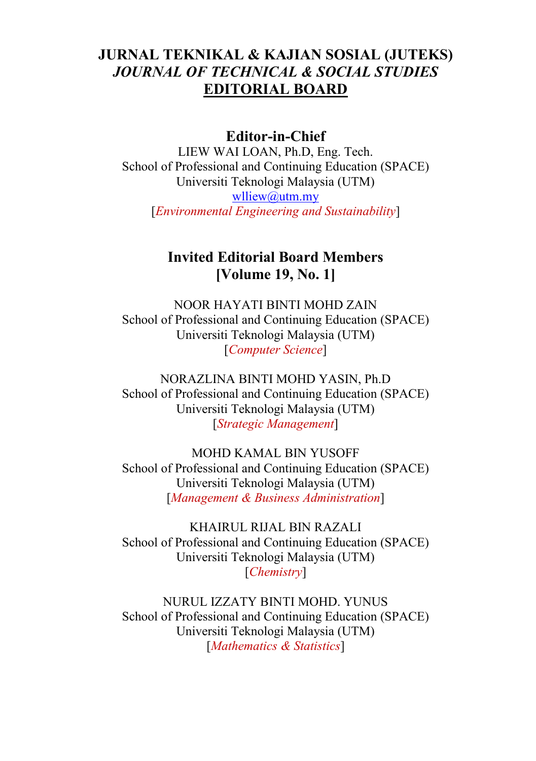# JURNAL TEKNIKAL & KAJIAN SOSIAL (JUTEKS)

## *JOURNAL OF TECHNICAL & SOCIAL STUDIES*

## EDITORIAL BOARD

### Editor-in-Chief

LIEW WAI LOAN, Ph.D, Eng. Tech.
School of Professional and Continuing Education (SPACE)
Universiti Teknologi Malaysia (UTM)
wlliew@utm.my
[*Environmental Engineering and Sustainability*]

### Invited Editorial Board Members
### [Volume 19, No. 1]

NOOR HAYATI BINTI MOHD ZAIN
School of Professional and Continuing Education (SPACE)
Universiti Teknologi Malaysia (UTM)
[*Computer Science*]

NORAZLINA BINTI MOHD YASIN, Ph.D
School of Professional and Continuing Education (SPACE)
Universiti Teknologi Malaysia (UTM)
[*Strategic Management*]

MOHD KAMAL BIN YUSOFF
School of Professional and Continuing Education (SPACE)
Universiti Teknologi Malaysia (UTM)
[*Management & Business Administration*]

KHAIRUL RIJAL BIN RAZALI
School of Professional and Continuing Education (SPACE)
Universiti Teknologi Malaysia (UTM)
[*Chemistry*]

NURUL IZZATY BINTI MOHD. YUNUS
School of Professional and Continuing Education (SPACE)
Universiti Teknologi Malaysia (UTM)
[*Mathematics & Statistics*]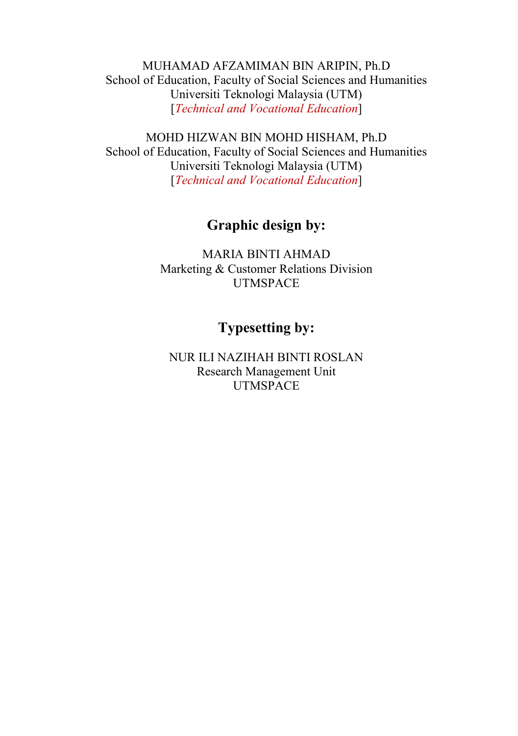MUHAMAD AFZAMIMAN BIN ARIPIN, Ph.D
School of Education, Faculty of Social Sciences and Humanities
Universiti Teknologi Malaysia (UTM)
[*Technical and Vocational Education*]

MOHD HIZWAN BIN MOHD HISHAM, Ph.D
School of Education, Faculty of Social Sciences and Humanities
Universiti Teknologi Malaysia (UTM)
[*Technical and Vocational Education*]

## Graphic design by:

MARIA BINTI AHMAD
Marketing & Customer Relations Division
UTMSPACE

## Typesetting by:

NUR ILI NAZIHAH BINTI ROSLAN
Research Management Unit
UTMSPACE